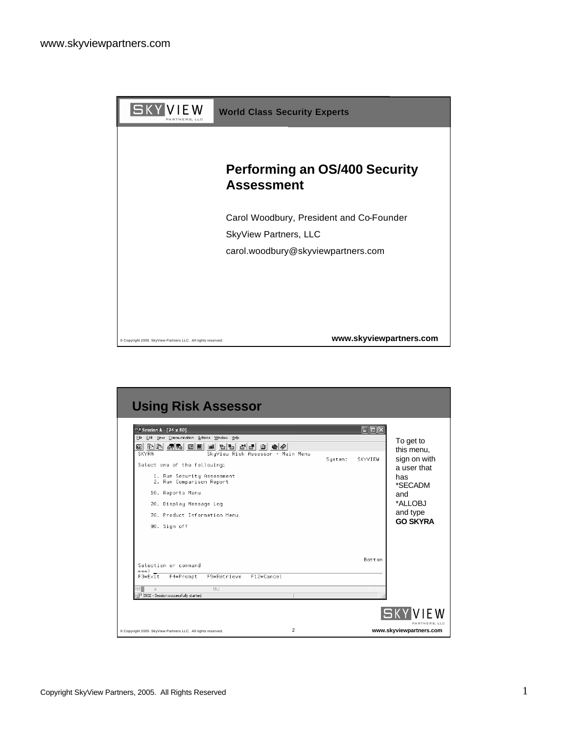# Performing an OS/400 Security Assessment

Carol Woodbury, President and Co-Founder

SkyView Partners, LLC

carol.woodbury@skyviewpartners.com

© Copyright 2005 SkyView Partners LLC. All rights reserved.

## Using Risk Assessor

```
SKYRA                    SkyView Risk Assessor - Main Menu
                                                          System:   SKYVIEW
Select one of the following:

     1. Run Security Assessment
     2. Run Comparison Report

    10. Reports Menu

    20. Display Message Log

    70. Product Information Menu

    90. Sign off

                                                                    Bottom
Selection or command
===>
F3=Exit   F4=Prompt   F9=Retrieve   F12=Cancel
```

To get to this menu, sign on with a user that has *SECADM and *ALLOBJ and type **GO SKYRA**

© Copyright 2005 SkyView Partners LLC. All rights reserved.

Copyright SkyView Partners, 2005. All Rights Reserved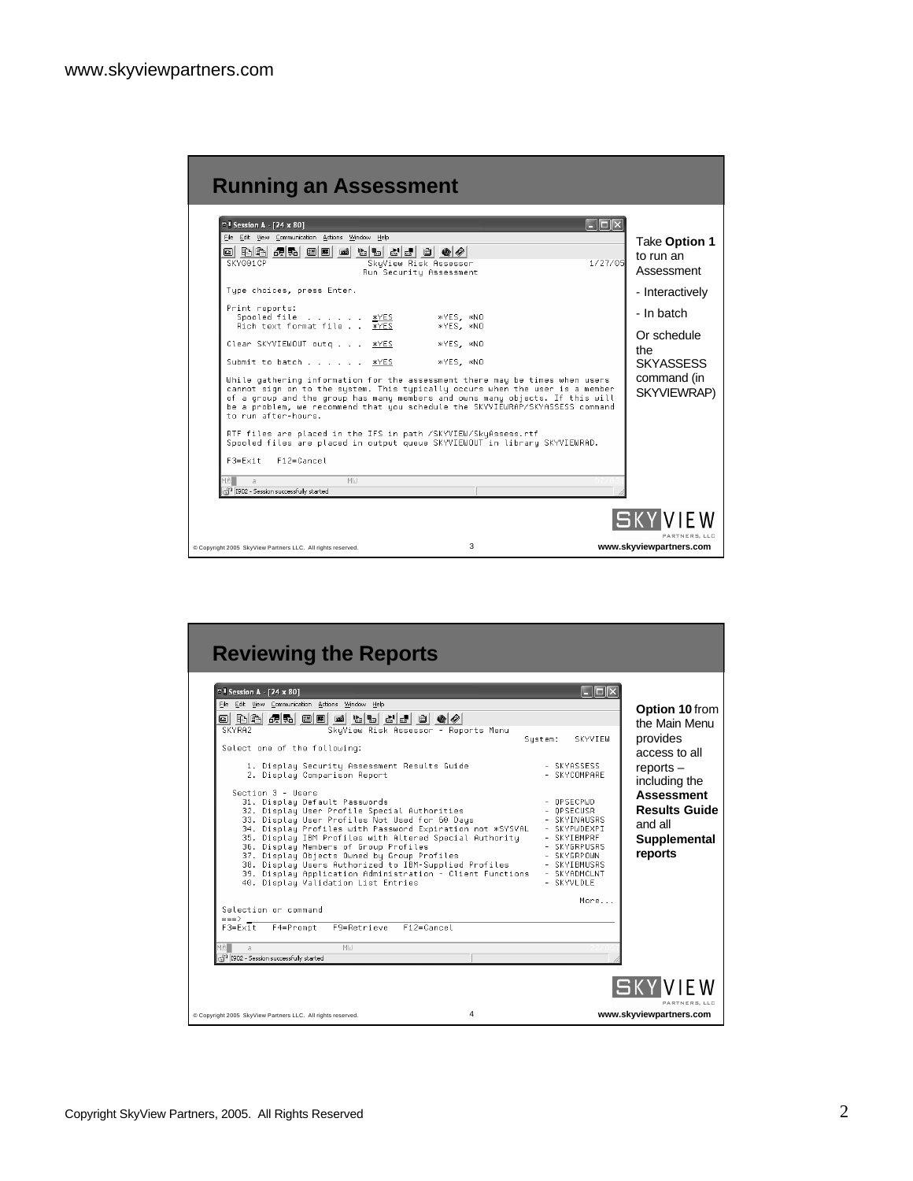## Running an Assessment

```
SKY001CP                    SkyView Risk Assessor                      1/27/05
                           Run Security Assessment

Type choices, press Enter.

Print reports:
  Spooled file  . . . . . .  *YES         *YES, *NO
  Rich text format file . .  *YES         *YES, *NO

Clear SKYVIEWOUT outq . . .  *YES         *YES, *NO

Submit to batch . . . . . .  *YES         *YES, *NO

While gathering information for the assessment there may be times when users
cannot sign on to the system. This typically occurs when the user is a member
of a group and the group has many members and owns many objects. If this will
be a problem, we recommend that you schedule the SKYVIEWRAP/SKYASSESS command
to run after-hours.

RTF files are placed in the IFS in path /SKYVIEW/SkyAssess.rtf
Spooled files are placed in output queue SKYVIEWOUT in library SKYVIEWRAD.

F3=Exit   F12=Cancel
```

Take **Option 1** to run an Assessment

- Interactively
- In batch

Or schedule the SKYASSESS command (in SKYVIEWRAP)

## Reviewing the Reports

```
SKYRA2              SkyView Risk Assessor - Reports Menu
                                                          System:   SKYVIEW
Select one of the following:

     1. Display Security Assessment Results Guide              - SKYASSESS
     2. Display Comparison Report                              - SKYCOMPARE

   Section 3 - Users
    31. Display Default Passwords                              - QPSECPWD
    32. Display User Profile Special Authorities               - QPSECUSR
    33. Display User Profiles Not Used for 60 Days             - SKYINAUSRS
    34. Display Profiles with Password Expiration not *SYSVAL  - SKYPWDEXPI
    35. Display IBM Profiles with Altered Special Authority    - SKYIBMPRF
    36. Display Members of Group Profiles                      - SKYGRPUSRS
    37. Display Objects Owned by Group Profiles                - SKYGRPOWN
    38. Display Users Authorized to IBM-Supplied Profiles      - SKYIBMUSRS
    39. Display Application Administration - Client Functions  - SKYADMCLNT
    40. Display Validation List Entries                        - SKYVLDLE
                                                                      More...
Selection or command
===>
F3=Exit   F4=Prompt   F9=Retrieve   F12=Cancel
```

**Option 10** from the Main Menu provides access to all reports – including the **Assessment Results Guide** and all **Supplemental reports**

Copyright SkyView Partners, 2005. All Rights Reserved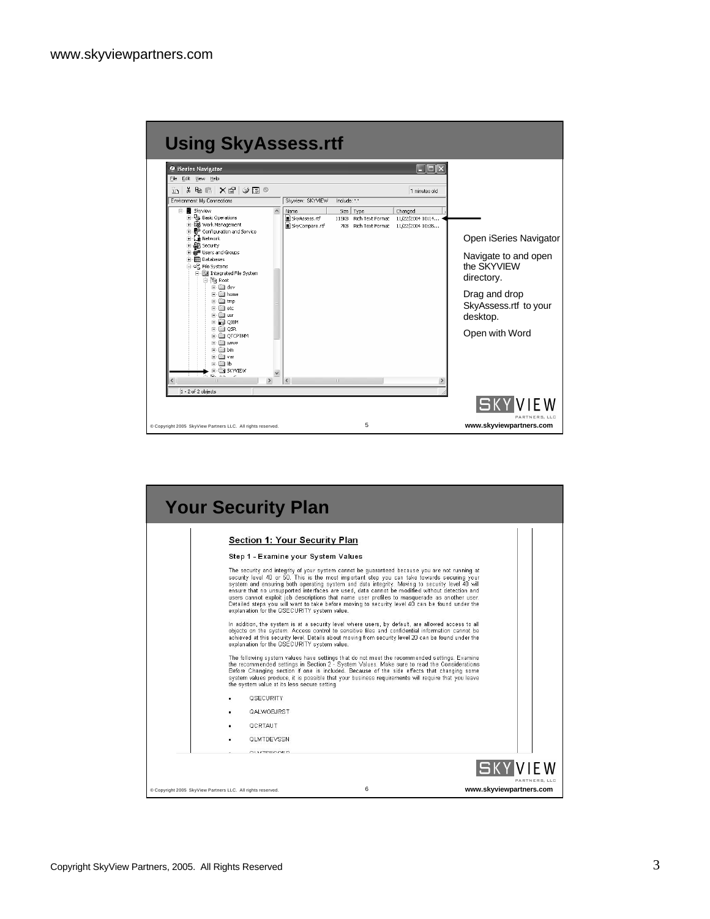## Using SkyAssess.rtf

Open iSeries Navigator

Navigate to and open the SKYVIEW directory.

Drag and drop SkyAssess.rtf to your desktop.

Open with Word

© Copyright 2005 SkyView Partners LLC. All rights reserved.

## Your Security Plan

**Section 1: Your Security Plan**

**Step 1 - Examine your System Values**

The security and integrity of your system cannot be guaranteed because you are not running at security level 40 or 50. This is the most important step you can take towards securing your system and ensuring both operating system and data integrity. Moving to security level 40 will ensure that no unsupported interfaces are used, data cannot be modified without detection and users cannot exploit job descriptions that name user profiles to masquerade as another user. Detailed steps you will want to take before moving to security level 40 can be found under the explanation for the QSECURITY system value.

In addition, the system is at a security level where users, by default, are allowed access to all objects on the system. Access control to sensitive files and confidential information cannot be achieved at this security level. Details about moving from security level 20 can be found under the explanation for the QSECURITY system value.

The following system values have settings that do not meet the recommended settings. Examine the recommended settings in Section 2 - System Values. Make sure to read the Considerations Before Changing section if one is included. Because of the side effects that changing some system values produce, it is possible that your business requirements will require that you leave the system value at its less secure setting.

- QSECURITY
- QALWOBJRST
- QCRTAUT
- QLMTDEVSSN

© Copyright 2005 SkyView Partners LLC. All rights reserved.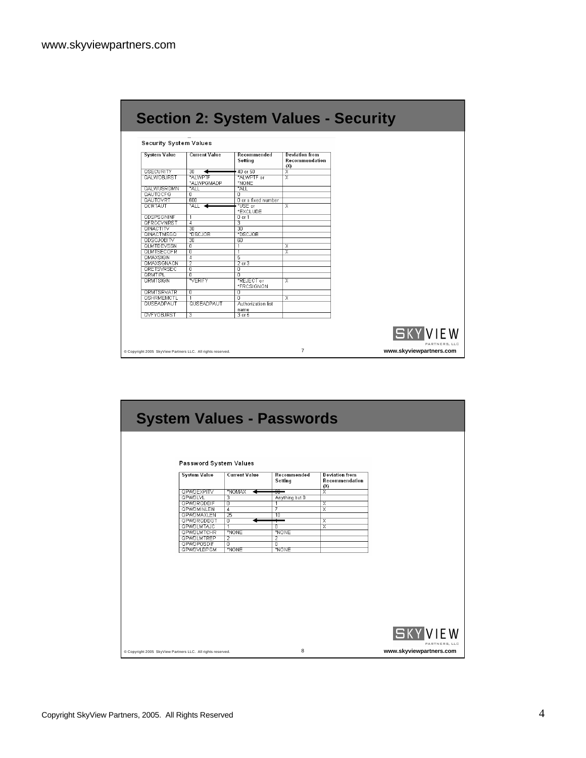## Section 2: System Values - Security

Security System Values

| System Value | Current Value | Recommended Setting | Deviation from Recommendation (X) |
|---|---|---|---|
| QSECURITY | 30 | 40 or 50 | X |
| QALWOBJRST | *ALWPTF *ALWPGMADP | *ALWPTF or *NONE | X |
| QALWUSRDMN | *ALL | *ALL | |
| QAUTOCFG | 0 | 0 | |
| QAUTOVRT | 600 | 0 or a fixed number | |
| QCRTAUT | *ALL | *USE or *EXCLUDE | X |
| QDSPSGNINF | 1 | 0 or 1 | |
| QFRCCVNRST | 4 | 3 | |
| QINACTITV | 30 | 30 | |
| QINACTMSGQ | *DSCJOB | *DSCJOB | |
| QDSCJOBITV | 30 | 60 | |
| QLMTDEVSSN | 0 | 1 | X |
| QLMTSECOFR | 0 | 1 | X |
| QMAXSIGN | 4 | 5 | |
| QMAXSGNACN | 2 | 2 or 3 | |
| QRETSVRSEC | 0 | 0 | |
| QRMTIPL | 0 | 0 | |
| QRMTSIGN | *VERIFY | *REJECT or *FRCSIGNON | X |
| QRMTSRVATR | 0 | 0 | |
| QSHRMEMCTL | 1 | 0 | X |
| QUSEADPAUT | QUSEADPAUT | Authorization list name | |
| QVFYOBJRST | 3 | 3 or 5 | |

## System Values - Passwords

Password System Values

| System Value | Current Value | Recommended Setting | Deviation from Recommendation (X) |
|---|---|---|---|
| QPWDEXPITV | *NOMAX | 60 | X |
| QPWDLVL | 3 | Anything but 0 | |
| QPWDRQDDIF | 0 | 1 | X |
| QPWDMINLEN | 4 | 7 | X |
| QPWDMAXLEN | 25 | 10 | |
| QPWDRQDDGT | 0 | 1 | X |
| QPWDLMTAJC | 1 | 0 | X |
| QPWDLMTCHR | *NONE | *NONE | |
| QPWDLMTREP | 2 | 2 | |
| QPWDPOSDIF | 0 | 0 | |
| QPWDVLDPGM | *NONE | *NONE | |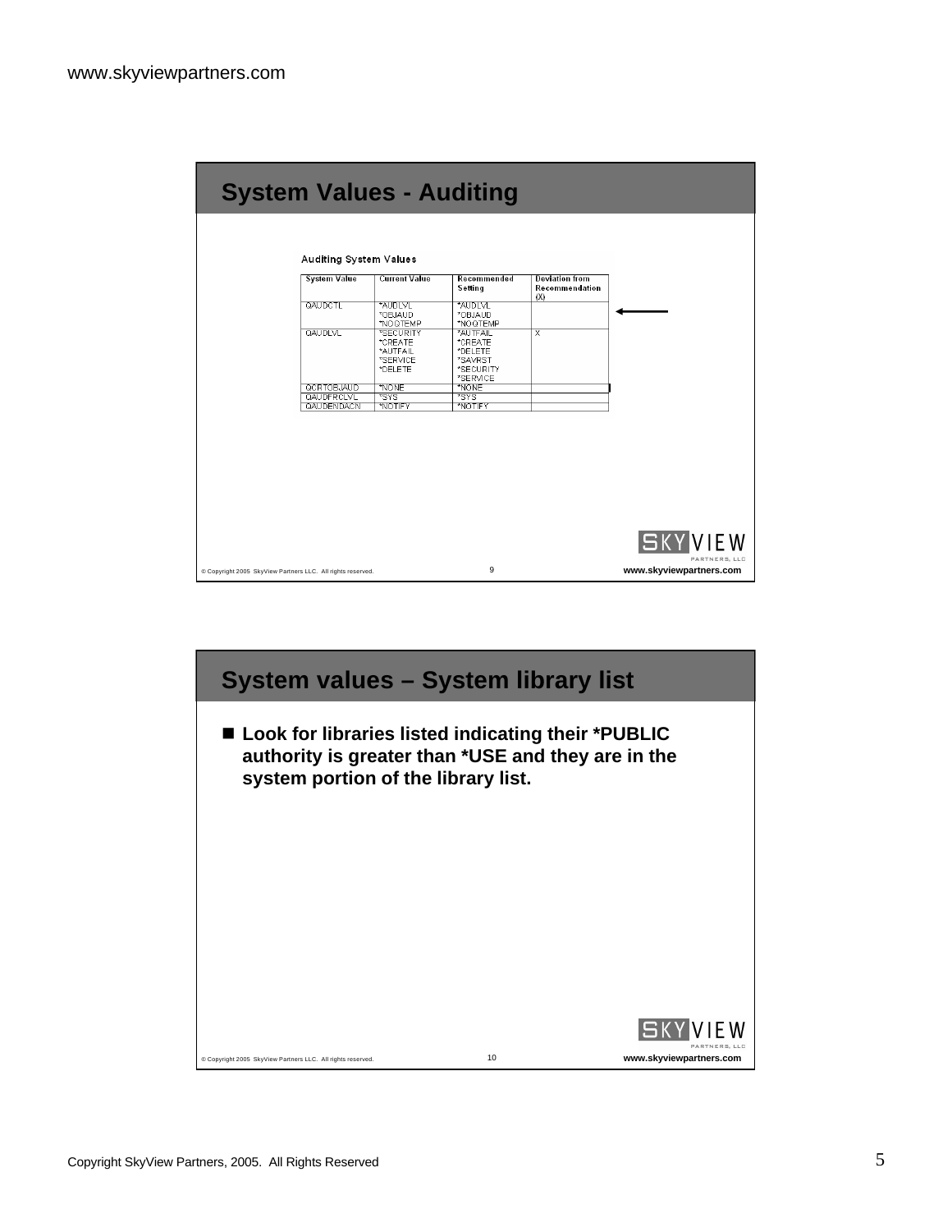## System Values - Auditing

**Auditing System Values**

| System Value | Current Value | Recommended Setting | Deviation from Recommendation (X) |
|---|---|---|---|
| QAUDCTL | *AUDLVL *OBJAUD *NOQTEMP | *AUDLVL *OBJAUD *NOQTEMP | |
| QAUDLVL | *SECURITY *CREATE *AUTFAIL *SERVICE *DELETE | *AUTFAIL *CREATE *DELETE *SAVRST *SECURITY *SERVICE | X |
| QCRTOBJAUD | *NONE | *NONE | |
| QAUDFRCLVL | *SYS | *SYS | |
| QAUDENDACN | *NOTIFY | *NOTIFY | |

## System values – System library list

- **Look for libraries listed indicating their *PUBLIC authority is greater than *USE and they are in the system portion of the library list.**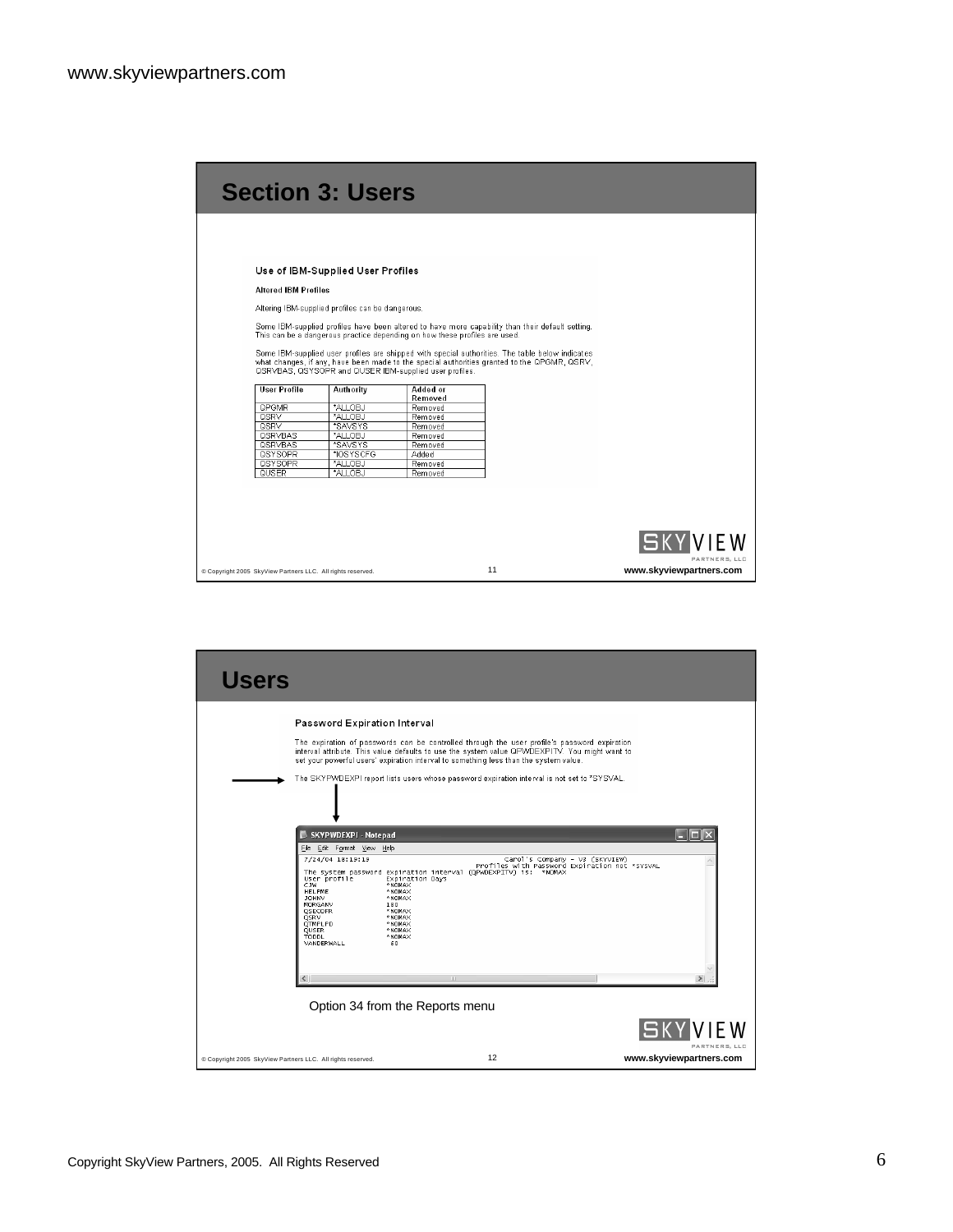## Section 3: Users

### Use of IBM-Supplied User Profiles

**Altered IBM Profiles**

Altering IBM-supplied profiles can be dangerous.

Some IBM-supplied profiles have been altered to have more capability than their default setting. This can be a dangerous practice depending on how these profiles are used.

Some IBM-supplied user profiles are shipped with special authorities. The table below indicates what changes, if any, have been made to the special authorities granted to the QPGMR, QSRV, QSRVBAS, QSYSOPR and QUSER IBM-supplied user profiles.

| User Profile | Authority | Added or Removed |
|---|---|---|
| QPGMR | *ALLOBJ | Removed |
| QSRV | *ALLOBJ | Removed |
| QSRV | *SAVSYS | Removed |
| QSRVBAS | *ALLOBJ | Removed |
| QSRVBAS | *SAVSYS | Removed |
| QSYSOPR | *IOSYSCFG | Added |
| QSYSOPR | *ALLOBJ | Removed |
| QUSER | *ALLOBJ | Removed |

© Copyright 2005 SkyView Partners LLC. All rights reserved. 11 www.skyviewpartners.com

## Users

### Password Expiration Interval

The expiration of passwords can be controlled through the user profile's password expiration interval attribute. This value defaults to use the system value QPWDEXPITV. You might want to set your powerful users' expiration interval to something less than the system value.

The SKYPWDEXPI report lists users whose password expiration interval is not set to *SYSVAL.

SKYPWDEXPI - Notepad

```
7/24/04 18:19:19                              Carol's Company - V3 (SKYVIEW)
                                         Profiles with Password Expiration not *SYSVAL
The system password expiration interval (QPWDEXPITV) is:  *NOMAX
User profile        Expiration Days
CJW                 *NOMAX
HELPME              *NOMAX
JOHNV               *NOMAX
MORGANV             180
QSECOFR             *NOMAX
QSRV                *NOMAX
QTMPLPD             *NOMAX
QUSER               *NOMAX
TODDL               *NOMAX
VANDERWALL           60
```

Option 34 from the Reports menu

© Copyright 2005 SkyView Partners LLC. All rights reserved. 12 www.skyviewpartners.com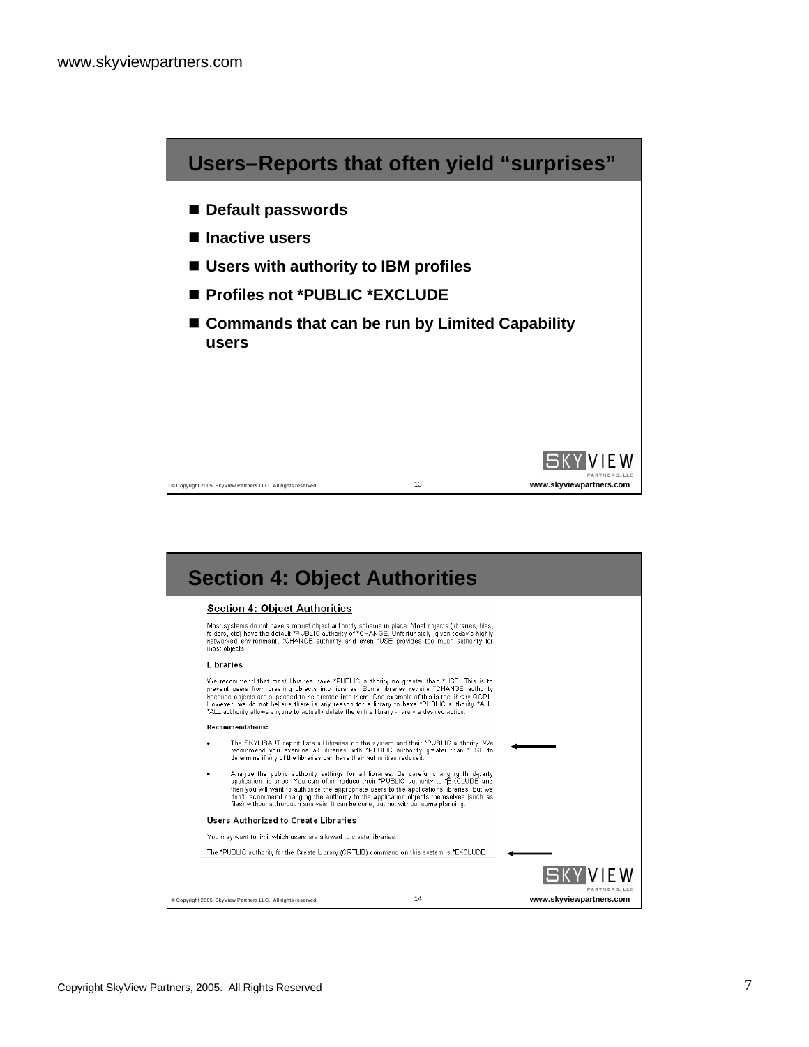## Users–Reports that often yield "surprises"

- Default passwords
- Inactive users
- Users with authority to IBM profiles
- Profiles not *PUBLIC *EXCLUDE
- Commands that can be run by Limited Capability users

## Section 4: Object Authorities

### Section 4: Object Authorities

Most systems do not have a robust object authority scheme in place. Most objects (libraries, files, folders, etc) have the default *PUBLIC authority of *CHANGE. Unfortunately, given today's highly networked environment, *CHANGE authority and even *USE provides too much authority for most objects.

#### Libraries

We recommend that most libraries have *PUBLIC authority no greater than *USE. This is to prevent users from creating objects into libraries. Some libraries require *CHANGE authority because objects are supposed to be created into them. One example of this is the library QGPL. However, we do not believe there is any reason for a library to have *PUBLIC authority *ALL. *ALL authority allows anyone to actually delete the entire library - rarely a desired action.

**Recommendations:**

- The SKYLIBAUT report lists all libraries on the system and their *PUBLIC authority. We recommend you examine all libraries with *PUBLIC authority greater than *USE to determine if any of the libraries can have their authorities reduced.
- Analyze the public authority settings for all libraries. Be careful changing third-party application libraries. You can often reduce their *PUBLIC authority to *EXCLUDE and then you will want to authorize the appropriate users to the applications libraries. But we don't recommend changing the authority to the application objects themselves (such as files) without a thorough analysis. It can be done, but not without some planning.

#### Users Authorized to Create Libraries

You may want to limit which users are allowed to create libraries.

The *PUBLIC authority for the Create Library (CRTLIB) command on this system is *EXCLUDE.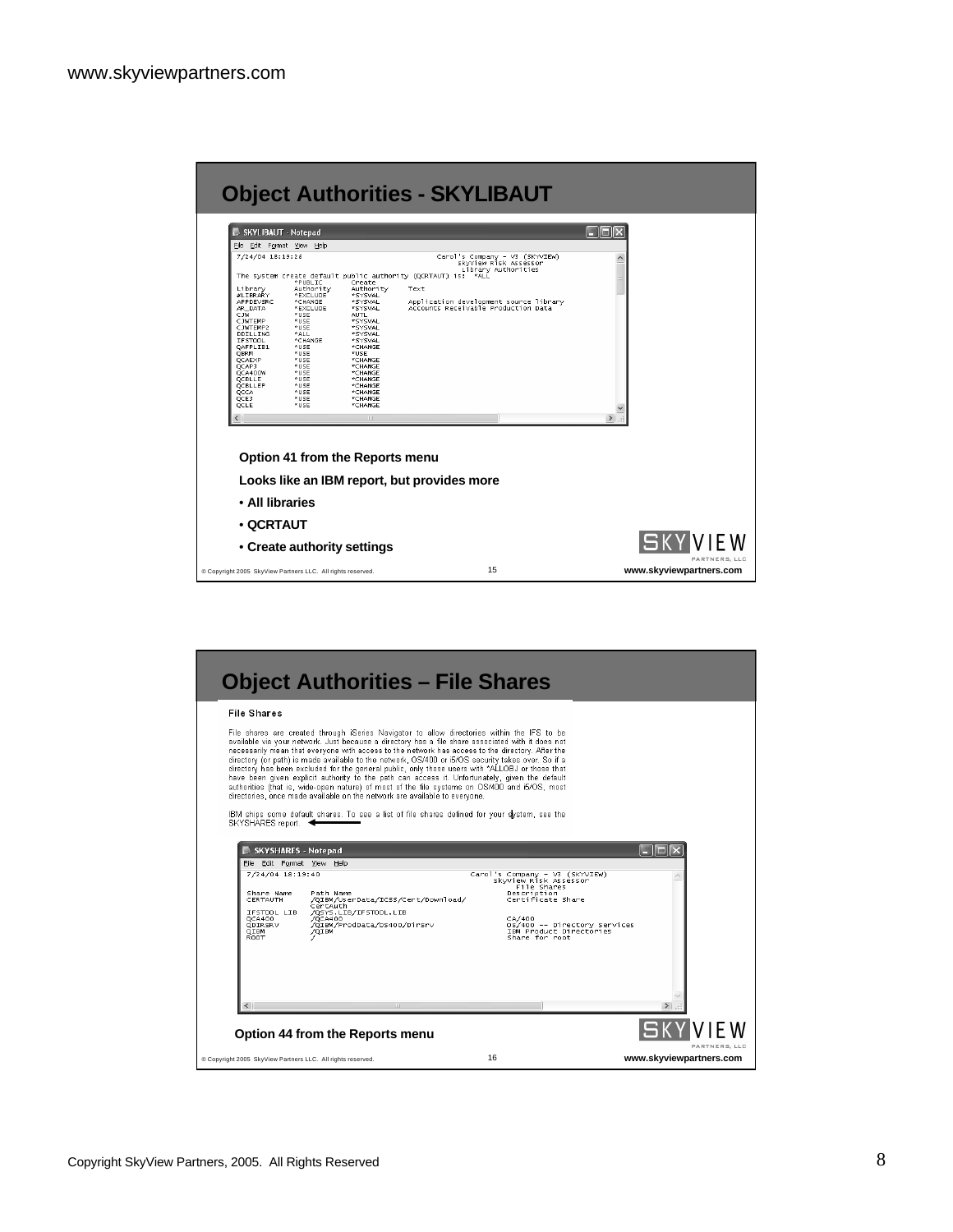## Object Authorities - SKYLIBAUT

```
SKYLIBAUT - Notepad
File  Edit  Format  View  Help
7/24/04 18:19:26                                    Carol's Company - V3 (SKYVIEW)
                                                      SkyView Risk Assessor
                                                       Library Authorities
The system create default public authority (QCRTAUT) is:  *ALL
                *PUBLIC        Create
Library         Authority      Authority      Text
#LIBRARY        *EXCLUDE       *SYSVAL
APPDEVSRC       *CHANGE        *SYSVAL        Application development source library
AR_DATA         *EXCLUDE       *SYSVAL        Accounts Receivable Production Data
CJW             *USE           AUTL
CJWTEMP         *USE           *SYSVAL
CJWTEMP2        *USE           *SYSVAL
DBILLING        *ALL           *SYSVAL
IFSTOOL         *CHANGE        *SYSVAL
QAFPLIB1        *USE           *CHANGE
QBRM            *USE           *USE
QCAEXP          *USE           *CHANGE
QCAP3           *USE           *CHANGE
QCA400W         *USE           *CHANGE
QCBLLE          *USE           *CHANGE
QCBLLEP         *USE           *CHANGE
QCCA            *USE           *CHANGE
QCE3            *USE           *CHANGE
QCLE            *USE           *CHANGE
```

**Option 41 from the Reports menu**

**Looks like an IBM report, but provides more**

- **All libraries**
- **QCRTAUT**
- **Create authority settings**

© Copyright 2005 SkyView Partners LLC. All rights reserved. 15 www.skyviewpartners.com

## Object Authorities – File Shares

**File Shares**

File shares are created through iSeries Navigator to allow directories within the IFS to be available via your network. Just because a directory has a file share associated with it does not necessarily mean that everyone with access to the network has access to the directory. After the directory (or path) is made available to the network, OS/400 or i5/OS security takes over. So if a directory has been excluded for the general public, only those users with *ALLOBJ or those that have been given explicit authority to the path can access it. Unfortunately, given the default authorities (that is, wide-open nature) of most of the file systems on OS/400 and i5/OS, most directories, once made available on the network are available to everyone.

IBM ships some default shares. To see a list of file shares defined for your system, see the SKYSHARES report.

```
SKYSHARES - Notepad
File  Edit  Format  View  Help
7/24/04 18:19:40                                    Carol's Company - V3 (SKYVIEW)
                                                      SkyView Risk Assessor
                                                          File Shares
Share Name    Path Name                                   Description
CERTAUTH      /QIBM/UserData/ICSS/Cert/Download/          Certificate Share
              CertAuth
IFSTOOL LIB   /QSYS.LIB/IFSTOOL.LIB
QCA400        /QCA400                                     CA/400
QDIRSRV       /QIBM/ProdData/OS400/DirSrv                 OS/400 -- Directory Services
QIBM          /QIBM                                       IBM Product Directories
ROOT          /                                           Share for root
```

**Option 44 from the Reports menu**

© Copyright 2005 SkyView Partners LLC. All rights reserved. 16 www.skyviewpartners.com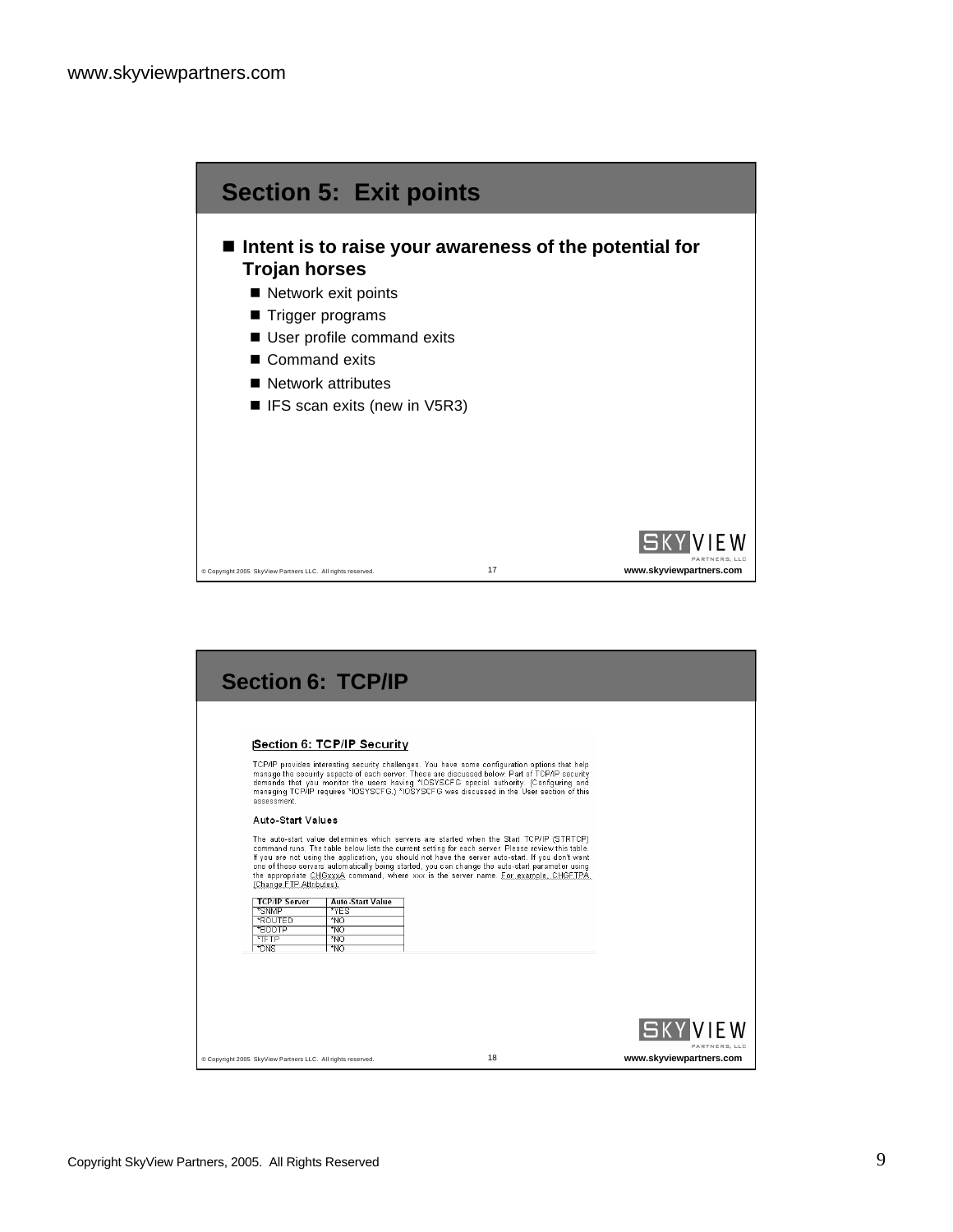## Section 5: Exit points

- **Intent is to raise your awareness of the potential for Trojan horses**
  - Network exit points
  - Trigger programs
  - User profile command exits
  - Command exits
  - Network attributes
  - IFS scan exits (new in V5R3)

© Copyright 2005 SkyView Partners LLC. All rights reserved.

## Section 6: TCP/IP

### Section 6: TCP/IP Security

TCP/IP provides interesting security challenges. You have some configuration options that help manage the security aspects of each server. These are discussed below. Part of TCP/IP security demands that you monitor the users having *IOSYSCFG special authority. (Configuring and managing TCP/IP requires *IOSYSCFG.) *IOSYSCFG was discussed in the User section of this assessment.

#### Auto-Start Values

The auto-start value determines which servers are started when the Start TCP/IP (STRTCP) command runs. The table below lists the current setting for each server. Please review this table. If you are not using the application, you should not have the server auto-start. If you don't want one of these servers automatically being started, you can change the auto-start parameter using the appropriate CHGxxxA command, where xxx is the server name. For example, CHGFTPA (Change FTP Attributes).

| TCP/IP Server | Auto-Start Value |
| --- | --- |
| *SNMP | *YES |
| *ROUTED | *NO |
| *BOOTP | *NO |
| *TFTP | *NO |
| *DNS | *NO |

© Copyright 2005 SkyView Partners LLC. All rights reserved.

Copyright SkyView Partners, 2005. All Rights Reserved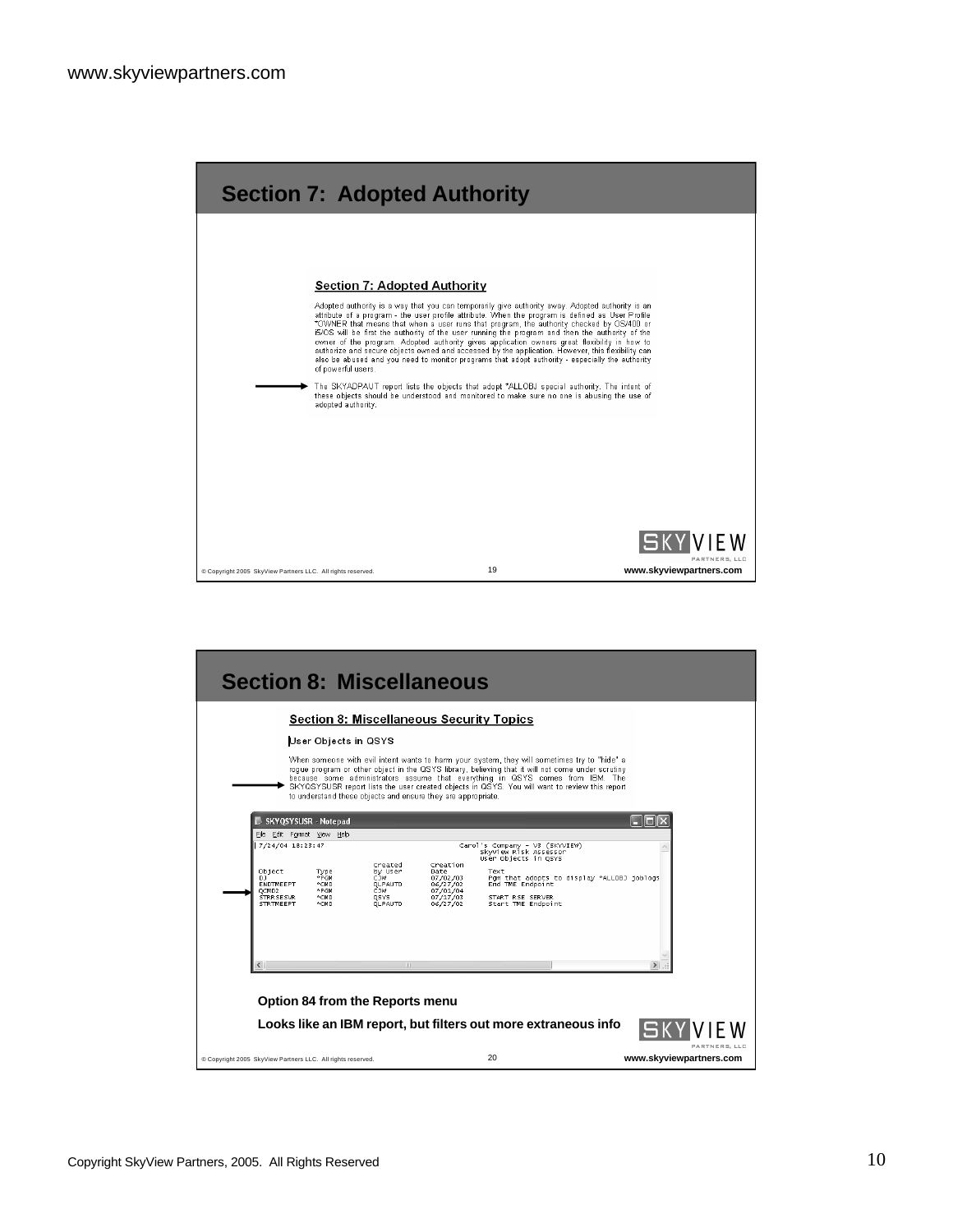## Section 7: Adopted Authority

### Section 7: Adopted Authority

Adopted authority is a way that you can temporarily give authority away. Adopted authority is an attribute of a program - the user profile attribute. When the program is defined as User Profile *OWNER that means that when a user runs that program, the authority checked by OS/400 or i5/OS will be first the authority of the user running the program and then the authority of the owner of the program. Adopted authority gives application owners great flexibility in how to authorize and secure objects owned and accessed by the application. However, this flexibility can also be abused and you need to monitor programs that adopt authority - especially the authority of powerful users.

The SKYADPAUT report lists the objects that adopt *ALLOBJ special authority. The intent of these objects should be understood and monitored to make sure no one is abusing the use of adopted authority.

© Copyright 2005 SkyView Partners LLC. All rights reserved.

## Section 8: Miscellaneous

### Section 8: Miscellaneous Security Topics

User Objects in QSYS

When someone with evil intent wants to harm your system, they will sometimes try to "hide" a rogue program or other object in the QSYS library, believing that it will not come under scrutiny because some administrators assume that everything in QSYS comes from IBM. The SKYQSYSUSR report lists the user created objects in QSYS. You will want to review this report to understand these objects and ensure they are appropriate.

SKYQSYSUSR - Notepad

7/24/04 18:23:47 — Carol's Company - V3 (SKYVIEW) SkyView Risk Assessor User Objects in QSYS

| Object | Type | Created by User | Creation Date | Text |
|---|---|---|---|---|
| DJ | *PGM | CJW | 07/02/03 | Pgm that adopts to display *ALLOBJ joblogs |
| ENDTMEEPT | *CMD | QLPAUTO | 06/27/02 | End TME Endpoint |
| QCMD2 | *PGM | CJW | 07/01/04 | |
| STRRSESVR | *CMD | QSYS | 07/17/03 | START RSE SERVER |
| STRTMEEPT | *CMD | QLPAUTO | 06/27/02 | Start TME Endpoint |

**Option 84 from the Reports menu**

**Looks like an IBM report, but filters out more extraneous info**

© Copyright 2005 SkyView Partners LLC. All rights reserved.

Copyright SkyView Partners, 2005. All Rights Reserved